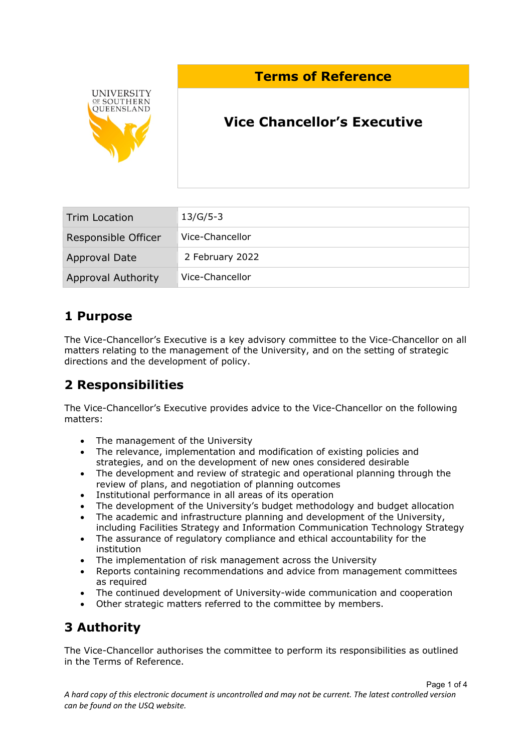UNIVERSITY OF SOUTHERN QUEENSLAND

**Terms of Reference**

# Vice Chancellor's Executive

| Trim Location | 13/G/5-3 |
|---|---|
| Responsible Officer | Vice-Chancellor |
| Approval Date | 2 February 2022 |
| Approval Authority | Vice-Chancellor |

## 1 Purpose

The Vice-Chancellor's Executive is a key advisory committee to the Vice-Chancellor on all matters relating to the management of the University, and on the setting of strategic directions and the development of policy.

## 2 Responsibilities

The Vice-Chancellor's Executive provides advice to the Vice-Chancellor on the following matters:

- The management of the University
- The relevance, implementation and modification of existing policies and strategies, and on the development of new ones considered desirable
- The development and review of strategic and operational planning through the review of plans, and negotiation of planning outcomes
- Institutional performance in all areas of its operation
- The development of the University's budget methodology and budget allocation
- The academic and infrastructure planning and development of the University, including Facilities Strategy and Information Communication Technology Strategy
- The assurance of regulatory compliance and ethical accountability for the institution
- The implementation of risk management across the University
- Reports containing recommendations and advice from management committees as required
- The continued development of University-wide communication and cooperation
- Other strategic matters referred to the committee by members.

## 3 Authority

The Vice-Chancellor authorises the committee to perform its responsibilities as outlined in the Terms of Reference.

*A hard copy of this electronic document is uncontrolled and may not be current. The latest controlled version can be found on the USQ website.*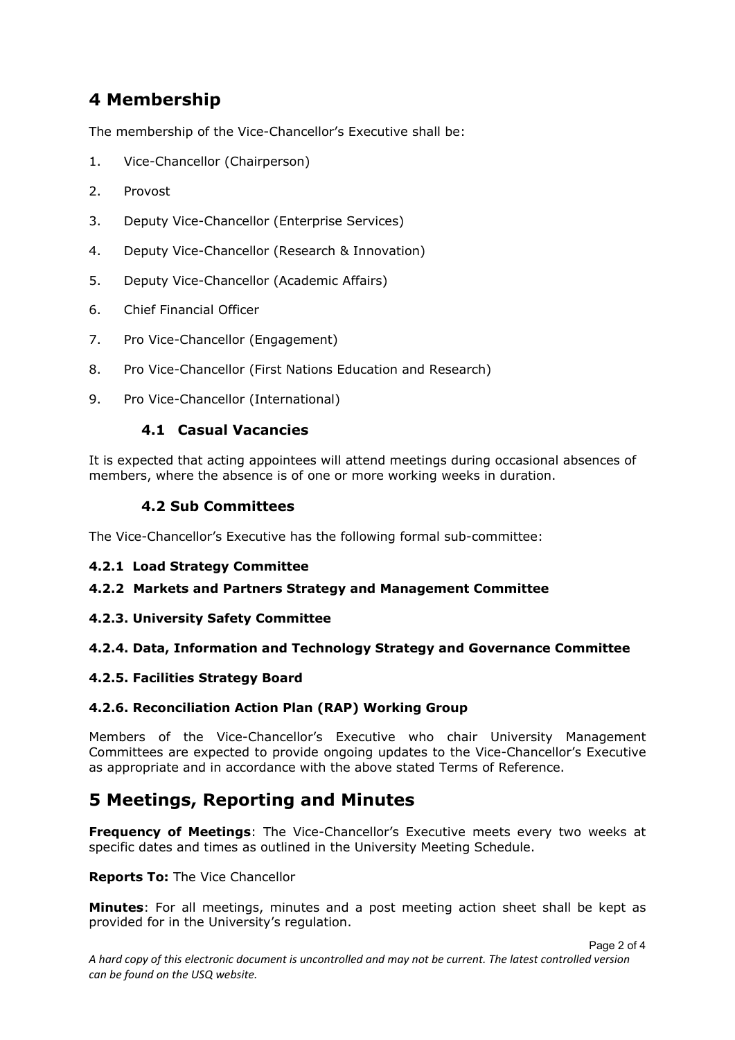# 4 Membership

The membership of the Vice-Chancellor's Executive shall be:

1. Vice-Chancellor (Chairperson)
2. Provost
3. Deputy Vice-Chancellor (Enterprise Services)
4. Deputy Vice-Chancellor (Research & Innovation)
5. Deputy Vice-Chancellor (Academic Affairs)
6. Chief Financial Officer
7. Pro Vice-Chancellor (Engagement)
8. Pro Vice-Chancellor (First Nations Education and Research)
9. Pro Vice-Chancellor (International)

## 4.1 Casual Vacancies

It is expected that acting appointees will attend meetings during occasional absences of members, where the absence is of one or more working weeks in duration.

## 4.2 Sub Committees

The Vice-Chancellor's Executive has the following formal sub-committee:

#### 4.2.1 Load Strategy Committee

#### 4.2.2 Markets and Partners Strategy and Management Committee

#### 4.2.3. University Safety Committee

#### 4.2.4. Data, Information and Technology Strategy and Governance Committee

#### 4.2.5. Facilities Strategy Board

#### 4.2.6. Reconciliation Action Plan (RAP) Working Group

Members of the Vice-Chancellor's Executive who chair University Management Committees are expected to provide ongoing updates to the Vice-Chancellor's Executive as appropriate and in accordance with the above stated Terms of Reference.

# 5 Meetings, Reporting and Minutes

**Frequency of Meetings**: The Vice-Chancellor's Executive meets every two weeks at specific dates and times as outlined in the University Meeting Schedule.

**Reports To:** The Vice Chancellor

**Minutes**: For all meetings, minutes and a post meeting action sheet shall be kept as provided for in the University's regulation.

*A hard copy of this electronic document is uncontrolled and may not be current. The latest controlled version can be found on the USQ website.*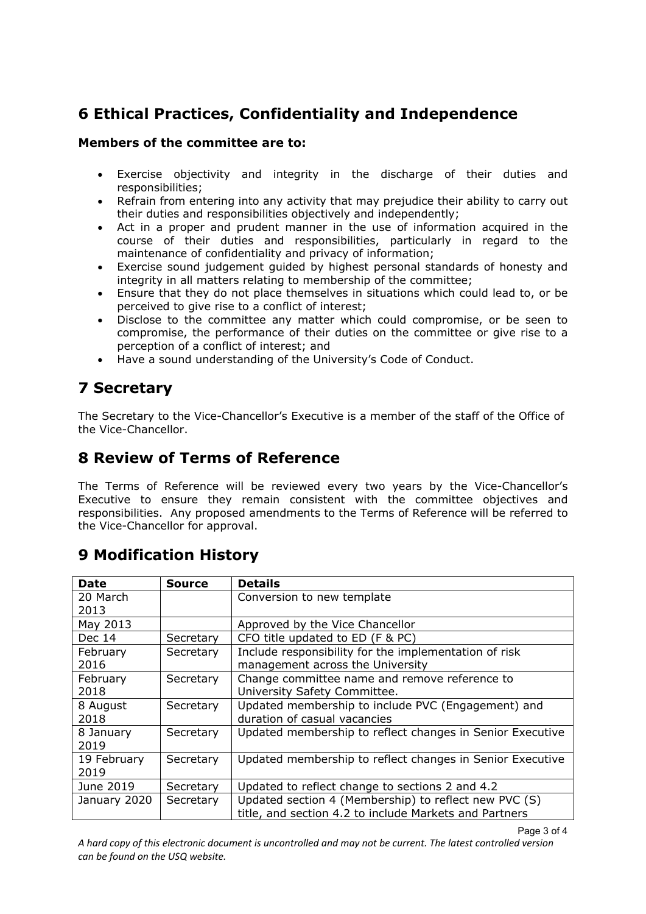## 6 Ethical Practices, Confidentiality and Independence

**Members of the committee are to:**

- Exercise objectivity and integrity in the discharge of their duties and responsibilities;
- Refrain from entering into any activity that may prejudice their ability to carry out their duties and responsibilities objectively and independently;
- Act in a proper and prudent manner in the use of information acquired in the course of their duties and responsibilities, particularly in regard to the maintenance of confidentiality and privacy of information;
- Exercise sound judgement guided by highest personal standards of honesty and integrity in all matters relating to membership of the committee;
- Ensure that they do not place themselves in situations which could lead to, or be perceived to give rise to a conflict of interest;
- Disclose to the committee any matter which could compromise, or be seen to compromise, the performance of their duties on the committee or give rise to a perception of a conflict of interest; and
- Have a sound understanding of the University's Code of Conduct.

## 7 Secretary

The Secretary to the Vice-Chancellor's Executive is a member of the staff of the Office of the Vice-Chancellor.

## 8 Review of Terms of Reference

The Terms of Reference will be reviewed every two years by the Vice-Chancellor's Executive to ensure they remain consistent with the committee objectives and responsibilities. Any proposed amendments to the Terms of Reference will be referred to the Vice-Chancellor for approval.

## 9 Modification History

| Date | Source | Details |
|---|---|---|
| 20 March 2013 | | Conversion to new template |
| May 2013 | | Approved by the Vice Chancellor |
| Dec 14 | Secretary | CFO title updated to ED (F & PC) |
| February 2016 | Secretary | Include responsibility for the implementation of risk management across the University |
| February 2018 | Secretary | Change committee name and remove reference to University Safety Committee. |
| 8 August 2018 | Secretary | Updated membership to include PVC (Engagement) and duration of casual vacancies |
| 8 January 2019 | Secretary | Updated membership to reflect changes in Senior Executive |
| 19 February 2019 | Secretary | Updated membership to reflect changes in Senior Executive |
| June 2019 | Secretary | Updated to reflect change to sections 2 and 4.2 |
| January 2020 | Secretary | Updated section 4 (Membership) to reflect new PVC (S) title, and section 4.2 to include Markets and Partners |

*A hard copy of this electronic document is uncontrolled and may not be current. The latest controlled version can be found on the USQ website.*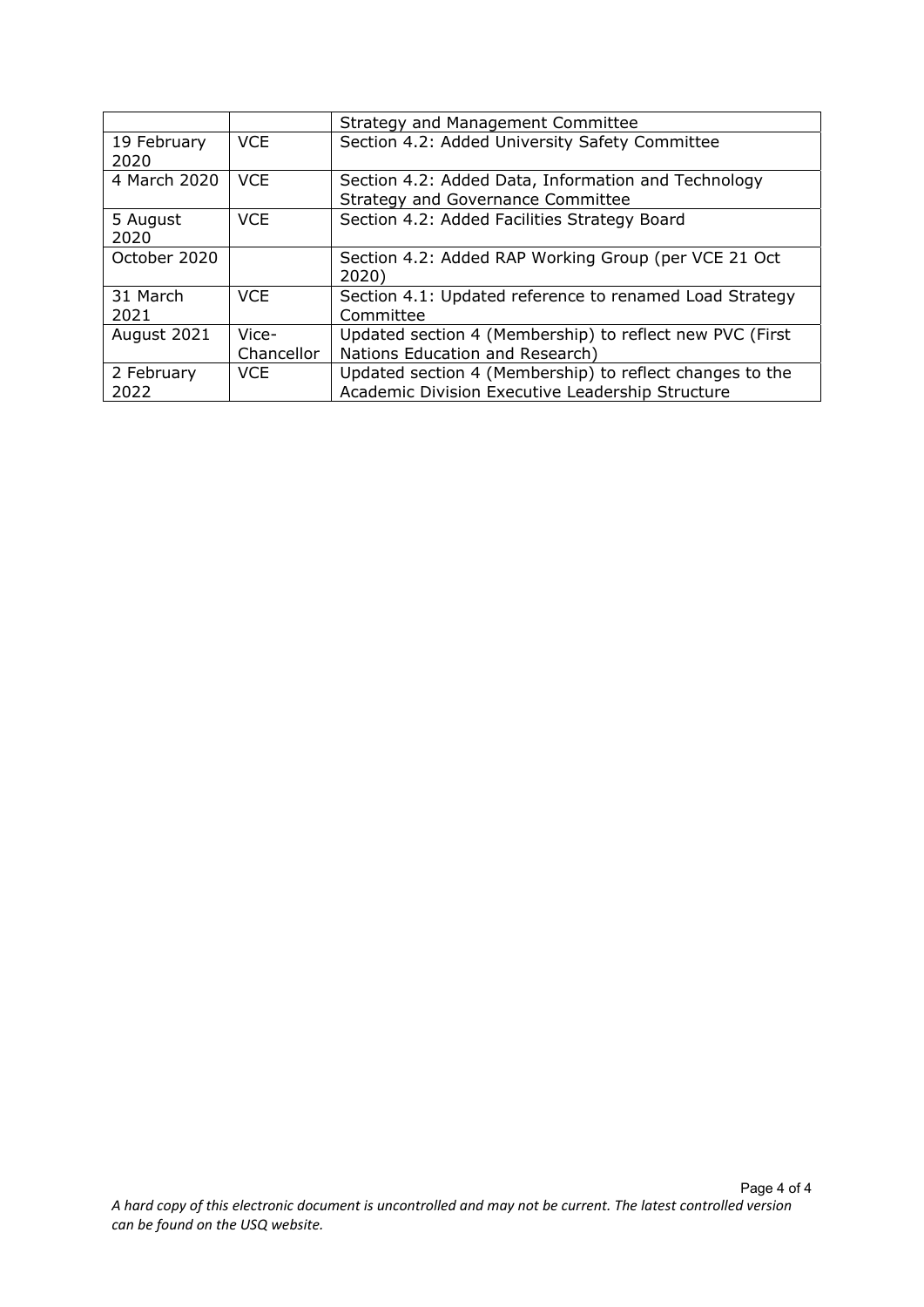| | | |
|---|---|---|
| | | Strategy and Management Committee |
| 19 February 2020 | VCE | Section 4.2: Added University Safety Committee |
| 4 March 2020 | VCE | Section 4.2: Added Data, Information and Technology Strategy and Governance Committee |
| 5 August 2020 | VCE | Section 4.2: Added Facilities Strategy Board |
| October 2020 | | Section 4.2: Added RAP Working Group (per VCE 21 Oct 2020) |
| 31 March 2021 | VCE | Section 4.1: Updated reference to renamed Load Strategy Committee |
| August 2021 | Vice-Chancellor | Updated section 4 (Membership) to reflect new PVC (First Nations Education and Research) |
| 2 February 2022 | VCE | Updated section 4 (Membership) to reflect changes to the Academic Division Executive Leadership Structure |

*A hard copy of this electronic document is uncontrolled and may not be current. The latest controlled version can be found on the USQ website.*